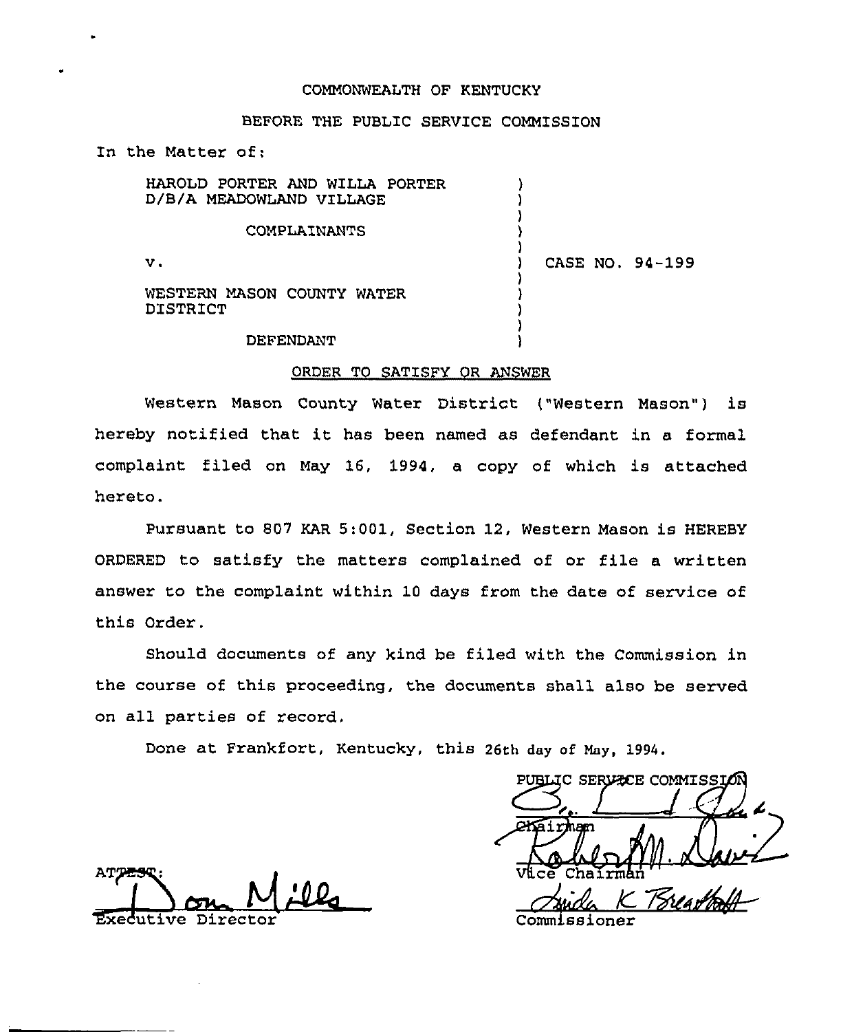COMMONWEALTH OF KENTUCKY

BEFORE THE PUBLIC SERVICE COMMISSION

In the Matter of:

HAROLD PORTER AND WILLA PORTER D/B/A MEADOWLAND VILLAGE

COMPLAINANTS

v.

WESTERN MASON COUNTY WATER DISTRICT

DEFENDANT

CASE NO. 94-199

ORDER TO SATISFY OR ANSWER

Western Mason County Water District ("Western Mason") is hereby notified that it has been named as defendant in a formal complaint filed on May 16, 1994, a copy of which is attached hereto.

Pursuant to 807 KAR 5:001, Section 12, Western Mason is HEREBY ORDERED to satisfy the matters complained of or file a written answer to the complaint within 10 days from the date of service of this Order.

Should documents of any kind be filed with the Commission in the course of this proceeding, the documents shall also be served on all parties of record.

Done at Frankfort, Kentucky, this 26th day of May, 1994.

PUBLIC SERVICE COMMISSION

Chairman

Vice Chairman

Commissioner

ATTEST:

Executive Director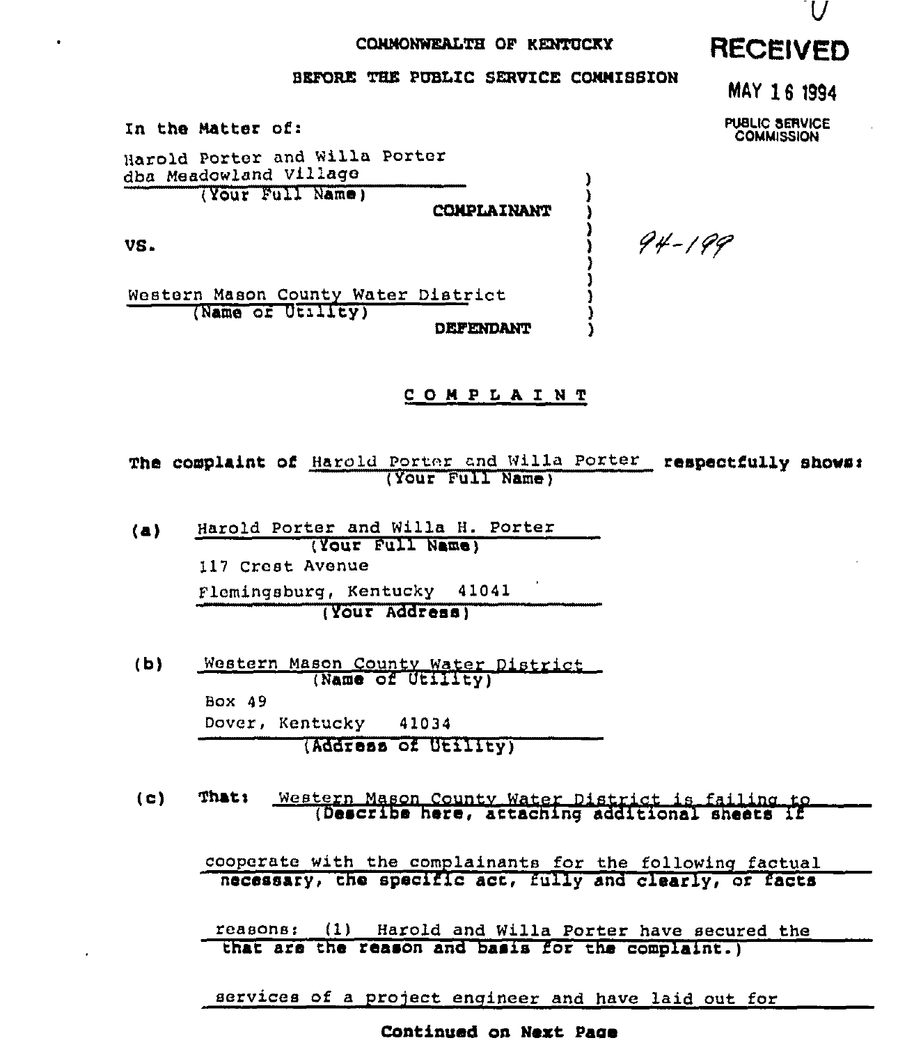COMMONWEALTH OF KENTUCKY

BEFORE THE PUBLIC SERVICE COMMISSION

RECEIVED

MAY 16 1994

PUBLIC SERVICE COMMISSION

In the Matter of:

Harold Porter and Willa Porter
dba Meadowland Village
(Your Full Name)

COMPLAINANT

VS.

94-199

Western Mason County Water District
(Name of Utility)

DEFENDANT

## COMPLAINT

The complaint of Harold Porter and Willa Porter (Your Full Name) respectfully shows:

(a) Harold Porter and Willa H. Porter
(Your Full Name)
117 Crest Avenue
Flemingsburg, Kentucky 41041
(Your Address)

(b) Western Mason County Water District
(Name of Utility)
Box 49
Dover, Kentucky 41034
(Address of Utility)

(c) That: Western Mason County Water District is failing to cooperate with the complainants for the following factual reasons: (1) Harold and Willa Porter have secured the services of a project engineer and have laid out for
(Describe here, attaching additional sheets if necessary, the specific act, fully and clearly, or facts that are the reason and basis for the complaint.)

**Continued on Next Page**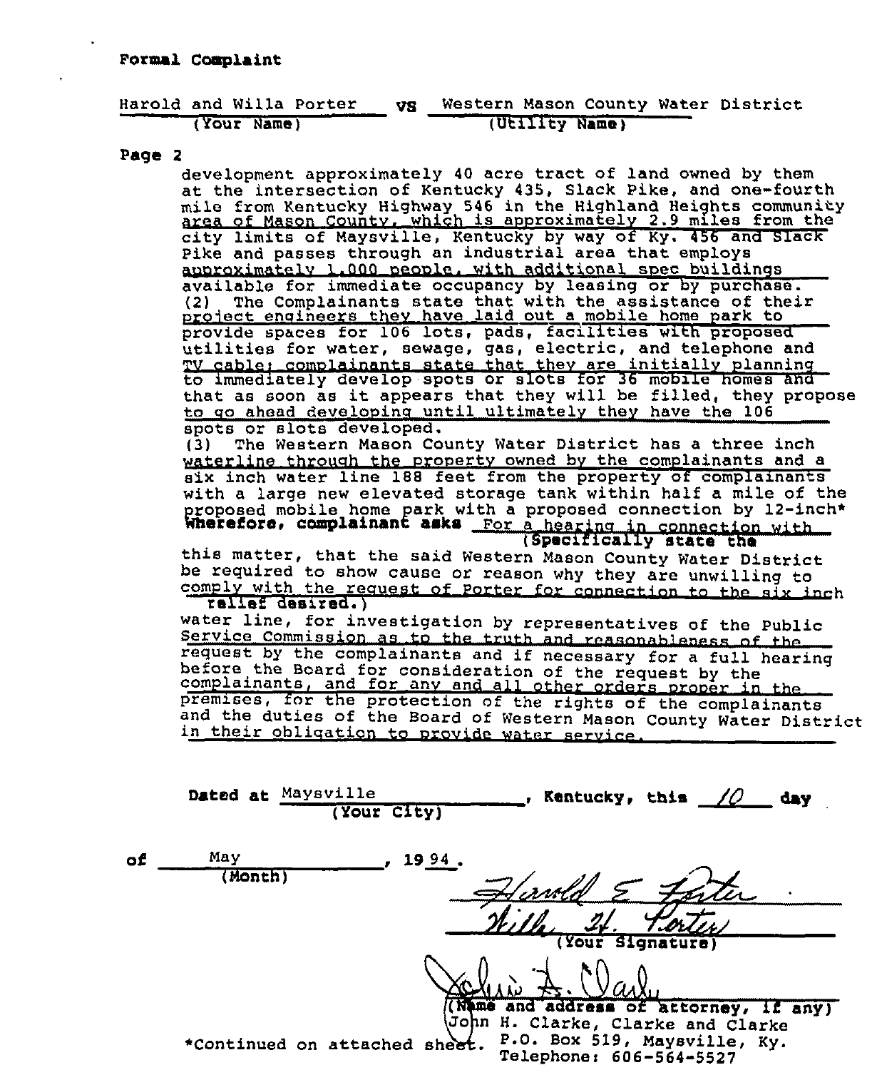**Formal Complaint**

Harold and Willa Porter **vs** Western Mason County Water District
(Your Name) (Utility Name)

**Page 2**

development approximately 40 acre tract of land owned by them at the intersection of Kentucky 435, Slack Pike, and one-fourth mile from Kentucky Highway 546 in the Highland Heights community area of Mason County, which is approximately 2.9 miles from the city limits of Maysville, Kentucky by way of Ky. 456 and Slack Pike and passes through an industrial area that employs approximately 1,000 people, with additional spec buildings available for immediate occupancy by leasing or by purchase.

(2) The Complainants state that with the assistance of their project engineers they have laid out a mobile home park to provide spaces for 106 lots, pads, facilities with proposed utilities for water, sewage, gas, electric, and telephone and TV cable; complainants state that they are initially planning to immediately develop spots or slots for 36 mobile homes and that as soon as it appears that they will be filled, they propose to go ahead developing until ultimately they have the 106 spots or slots developed.

(3) The Western Mason County Water District has a three inch waterline through the property owned by the complainants and a six inch water line 188 feet from the property of complainants with a large new elevated storage tank within half a mile of the proposed mobile home park with a proposed connection by 12-inch*

**Wherefore, complainant asks** For a hearing in connection with **(Specifically state the relief desired.)** this matter, that the said Western Mason County Water District be required to show cause or reason why they are unwilling to comply with the request of Porter for connection to the six inch water line, for investigation by representatives of the Public Service Commission as to the truth and reasonableness of the request by the complainants and if necessary for a full hearing before the Board for consideration of the request by the complainants, and for any and all other orders proper in the premises, for the protection of the rights of the complainants and the duties of the Board of Western Mason County Water District in their obligation to provide water service.

**Dated at** Maysville (Your City), **Kentucky, this** 10 **day**

**of** May (Month), 1994.

Harold E. Porter
Willa H. Porter
(Your Signature)

John H. Clarke
(Name and address of attorney, if any)
John H. Clarke, Clarke and Clarke
P.O. Box 519, Maysville, Ky.
Telephone: 606-564-5527

*Continued on attached sheet.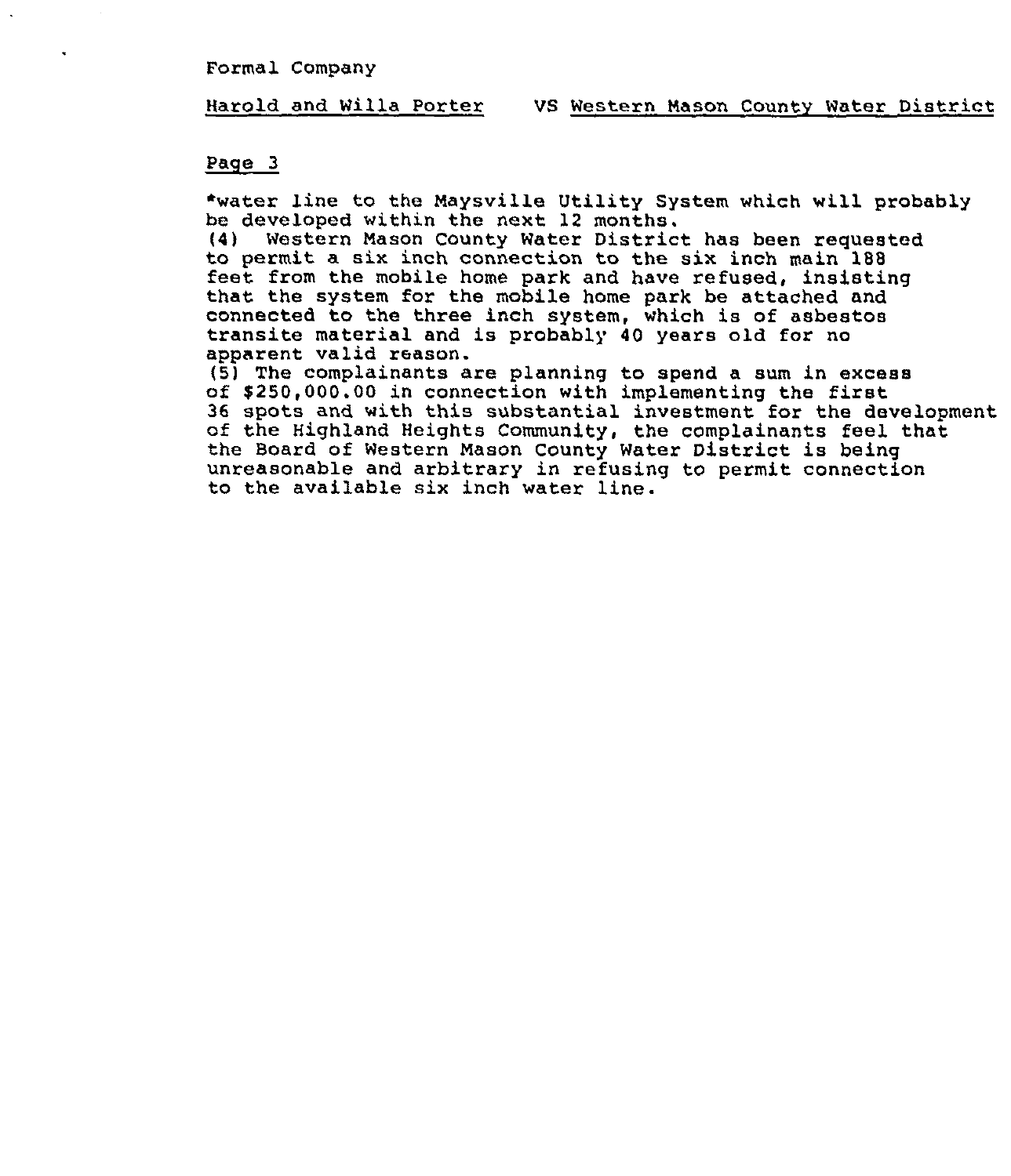*water line to the Maysville Utility System which will probably be developed within the next 12 months.

(4) Western Mason County Water District has been requested to permit a six inch connection to the six inch main 188 feet from the mobile home park and have refused, insisting that the system for the mobile home park be attached and connected to the three inch system, which is of asbestos transite material and is probably 40 years old for no apparent valid reason.

(5) The complainants are planning to spend a sum in excess of $250,000.00 in connection with implementing the first 36 spots and with this substantial investment for the development of the Highland Heights Community, the complainants feel that the Board of Western Mason County Water District is being unreasonable and arbitrary in refusing to permit connection to the available six inch water line.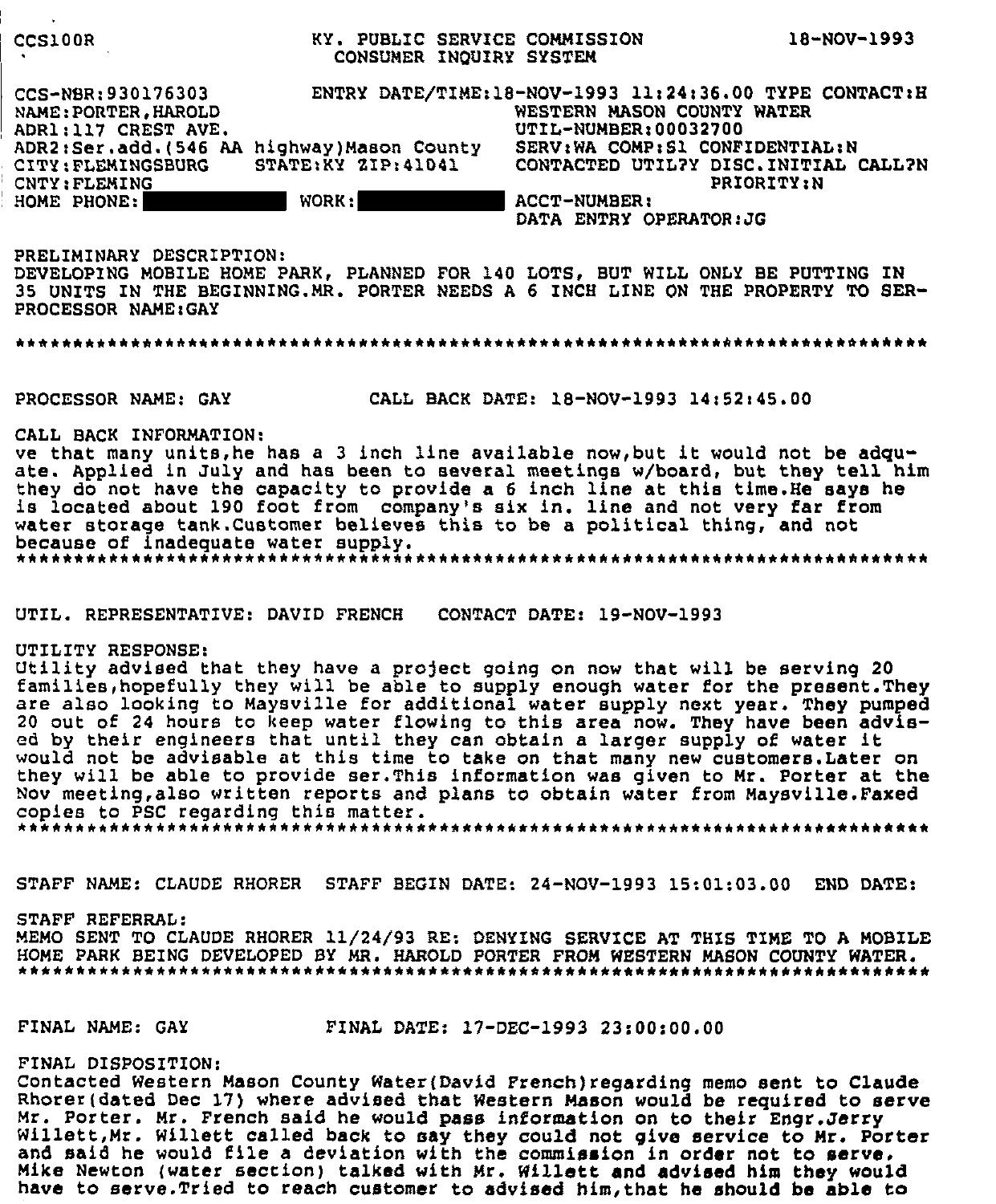CCS100R KY. PUBLIC SERVICE COMMISSION 18-NOV-1993
CONSUMER INQUIRY SYSTEM

CCS-NBR:930176303 ENTRY DATE/TIME:18-NOV-1993 11:24:36.00 TYPE CONTACT:H
NAME:PORTER,HAROLD WESTERN MASON COUNTY WATER
ADR1:117 CREST AVE. UTIL-NUMBER:00032700
ADR2:Ser.add.(546 AA highway)Mason County SERV:WA COMP:S1 CONFIDENTIAL:N
CITY:FLEMINGSBURG STATE:KY ZIP:41041 CONTACTED UTIL?Y DISC.INITIAL CALL?N
CNTY:FLEMING PRIORITY:N
HOME PHONE: ████████ WORK: ████████ ACCT-NUMBER:
DATA ENTRY OPERATOR:JG

PRELIMINARY DESCRIPTION:
DEVELOPING MOBILE HOME PARK, PLANNED FOR 140 LOTS, BUT WILL ONLY BE PUTTING IN 35 UNITS IN THE BEGINNING.MR. PORTER NEEDS A 6 INCH LINE ON THE PROPERTY TO SER-
PROCESSOR NAME:GAY

*******************************************************************************

PROCESSOR NAME: GAY CALL BACK DATE: 18-NOV-1993 14:52:45.00

CALL BACK INFORMATION:
ve that many units,he has a 3 inch line available now,but it would not be adqu-ate. Applied in July and has been to several meetings w/board, but they tell him they do not have the capacity to provide a 6 inch line at this time.He says he is located about 190 foot from company's six in. line and not very far from water storage tank.Customer believes this to be a political thing, and not because of inadequate water supply.
*******************************************************************************

UTIL. REPRESENTATIVE: DAVID FRENCH CONTACT DATE: 19-NOV-1993

UTILITY RESPONSE:
Utility advised that they have a project going on now that will be serving 20 families,hopefully they will be able to supply enough water for the present.They are also looking to Maysville for additional water supply next year. They pumped 20 out of 24 hours to keep water flowing to this area now. They have been advis-ed by their engineers that until they can obtain a larger supply of water it would not be advisable at this time to take on that many new customers.Later on they will be able to provide ser.This information was given to Mr. Porter at the Nov meeting,also written reports and plans to obtain water from Maysville.Faxed copies to PSC regarding this matter.
*******************************************************************************

STAFF NAME: CLAUDE RHORER STAFF BEGIN DATE: 24-NOV-1993 15:01:03.00 END DATE:

STAFF REFERRAL:
MEMO SENT TO CLAUDE RHORER 11/24/93 RE: DENYING SERVICE AT THIS TIME TO A MOBILE HOME PARK BEING DEVELOPED BY MR. HAROLD PORTER FROM WESTERN MASON COUNTY WATER.
*******************************************************************************

FINAL NAME: GAY FINAL DATE: 17-DEC-1993 23:00:00.00

FINAL DISPOSITION:
Contacted Western Mason County Water(David French)regarding memo sent to Claude Rhorer(dated Dec 17) where advised that Western Mason would be required to serve Mr. Porter. Mr. French said he would pass information on to their Engr.Jerry Willett,Mr. Willett called back to say they could not give service to Mr. Porter and said he would file a deviation with the commission in order not to serve. Mike Newton (water section) talked with Mr. Willett and advised him they would have to serve.Tried to reach customer to advised him,that he should be able to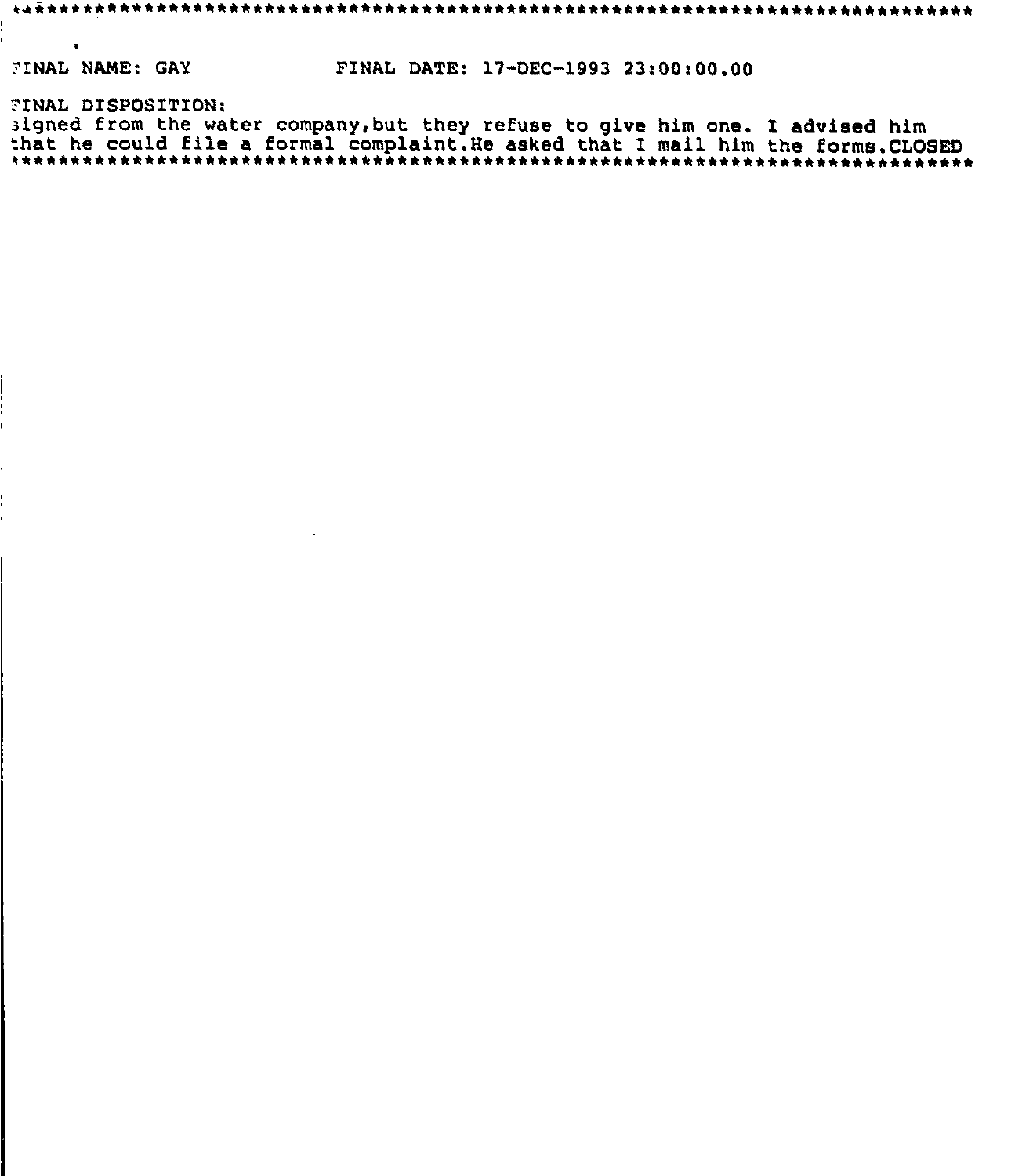***********************************************************************************

FINAL NAME: GAY FINAL DATE: 17-DEC-1993 23:00:00.00

FINAL DISPOSITION:
signed from the water company,but they refuse to give him one. I advised him
that he could file a formal complaint.He asked that I mail him the forms.CLOSED
***********************************************************************************